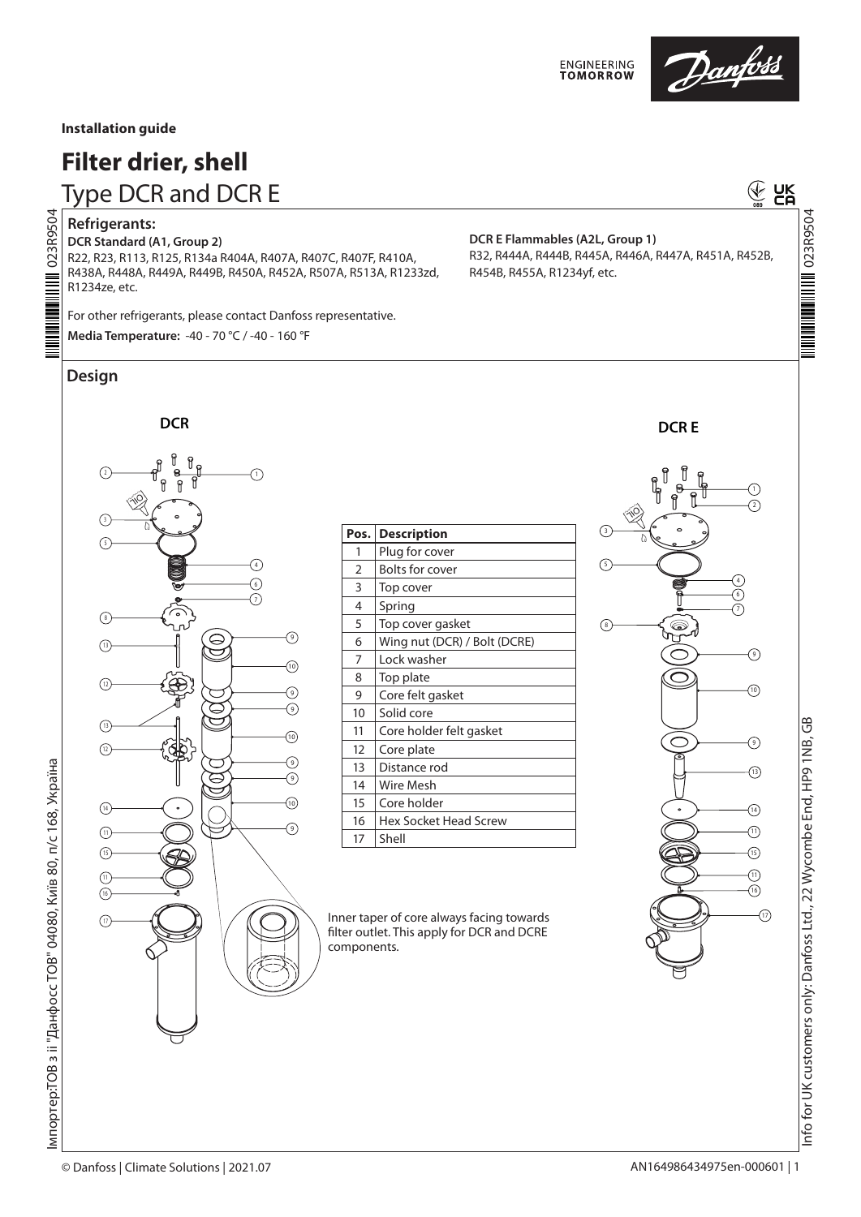Installation guide

# Filter drier, shell

## Type DCR and DCR E

### Refrigerants:

**DCR Standard (A1, Group 2)**
R22, R23, R113, R125, R134a R404A, R407A, R407C, R407F, R410A, R438A, R448A, R449A, R449B, R450A, R452A, R507A, R513A, R1233zd, R1234ze, etc.

**DCR E Flammables (A2L, Group 1)**
R32, R444A, R444B, R445A, R446A, R447A, R451A, R452B, R454B, R455A, R1234yf, etc.

For other refrigerants, please contact Danfoss representative.

**Media Temperature:** -40 - 70 °C / -40 - 160 °F

### Design

**DCR** **DCR E**

| Pos. | Description |
|---|---|
| 1 | Plug for cover |
| 2 | Bolts for cover |
| 3 | Top cover |
| 4 | Spring |
| 5 | Top cover gasket |
| 6 | Wing nut (DCR) / Bolt (DCRE) |
| 7 | Lock washer |
| 8 | Top plate |
| 9 | Core felt gasket |
| 10 | Solid core |
| 11 | Core holder felt gasket |
| 12 | Core plate |
| 13 | Distance rod |
| 14 | Wire Mesh |
| 15 | Core holder |
| 16 | Hex Socket Head Screw |
| 17 | Shell |

Inner taper of core always facing towards filter outlet. This apply for DCR and DCRE components.

Імпортер:ТОВ з ії "Данфосс ТОВ" 04080, Київ 80, п/с 168, Україна

Info for UK customers only: Danfoss Ltd., 22 Wycombe End, HP9 1NB, GB

© Danfoss | Climate Solutions | 2021.07

AN164986434975en-000601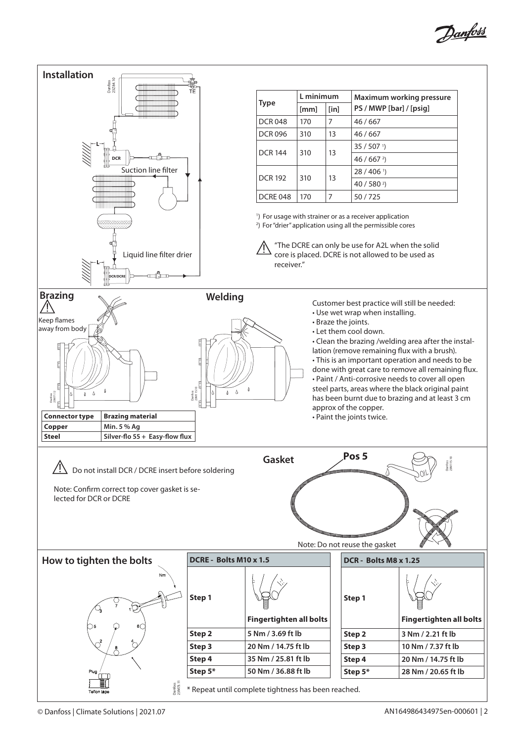## Installation

TE

L

DCR

Suction line filter

Liquid line filter drier

L

DCR/DCRE

| Type | L minimum | | Maximum working pressure PS / MWP [bar] / [psig] |
|---|---|---|---|
| | [mm] | [in] | |
| DCR 048 | 170 | 7 | 46 / 667 |
| DCR 096 | 310 | 13 | 46 / 667 |
| DCR 144 | 310 | 13 | 35 / 507 [1] |
| | | | 46 / 667 [2] |
| DCR 192 | 310 | 13 | 28 / 406 [1] |
| | | | 40 / 580 [2] |
| DCRE 048 | 170 | 7 | 50 / 725 |

[1]) For usage with strainer or as a receiver application

[2]) For "drier" application using all the permissible cores

"The DCRE can only be use for A2L when the solid core is placed. DCRE is not allowed to be used as receiver."

## Brazing

Keep flames away from body

| Connector type | Brazing material |
|---|---|
| **Copper** | **Min. 5 % Ag** |
| **Steel** | **Silver-flo 55 + Easy-flow flux** |

## Welding

Customer best practice will still be needed:

- Use wet wrap when installing.
- Braze the joints.
- Let them cool down.
- Clean the brazing /welding area after the installation (remove remaining flux with a brush).
- This is an important operation and needs to be done with great care to remove all remaining flux.
- Paint / Anti-corrosive needs to cover all open steel parts, areas where the black original paint has been burnt due to brazing and at least 3 cm approx of the copper.
- Paint the joints twice.

Do not install DCR / DCRE insert before soldering

Note: Confirm correct top cover gasket is selected for DCR or DCRE

## Gasket

Pos 5

Note: Do not reuse the gasket

## How to tighten the bolts

Nm

Plug

Teflon tape

| DCRE - Bolts M10 x 1.5 | |
|---|---|
| Step 1 | Fingertighten all bolts |
| Step 2 | 5 Nm / 3.69 ft lb |
| Step 3 | 20 Nm / 14.75 ft lb |
| Step 4 | 35 Nm / 25.81 ft lb |
| Step 5* | 50 Nm / 36.88 ft lb |

| DCR - Bolts M8 x 1.25 | |
|---|---|
| Step 1 | Fingertighten all bolts |
| Step 2 | 3 Nm / 2.21 ft lb |
| Step 3 | 10 Nm / 7.37 ft lb |
| Step 4 | 20 Nm / 14.75 ft lb |
| Step 5* | 28 Nm / 20.65 ft lb |

* Repeat until complete tightness has been reached.

© Danfoss | Climate Solutions | 2021.07

AN164986434975en-000601